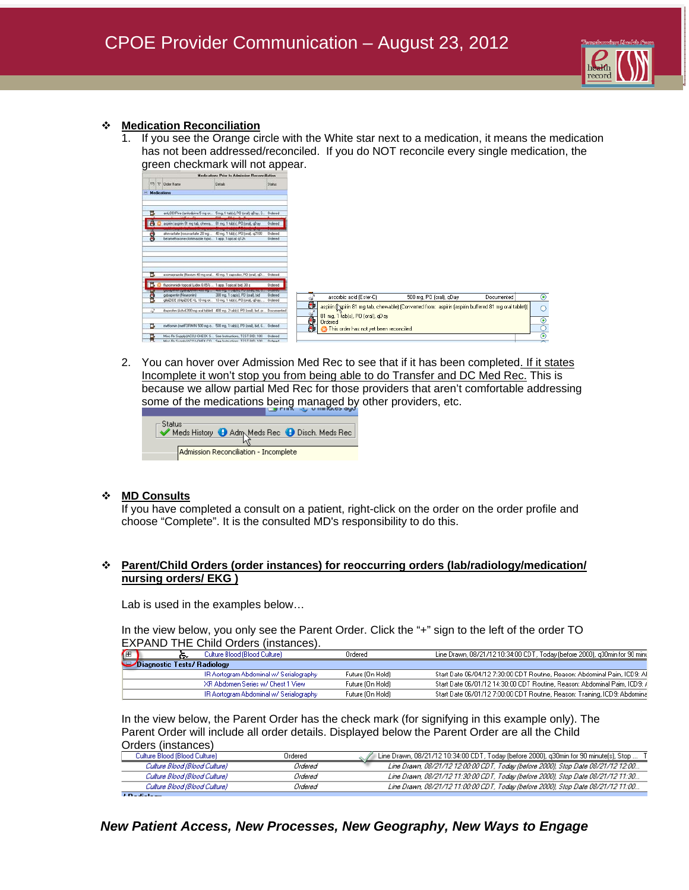# CPOE Provider Communication – August 23, 2012

- **Medication Reconciliation**

  1. If you see the Orange circle with the White star next to a medication, it means the medication has not been addressed/reconciled. If you do NOT reconcile every single medication, the green checkmark will not appear.

  2. You can hover over Admission Med Rec to see that if it has been completed. If it states Incomplete it won't stop you from being able to do Transfer and DC Med Rec. This is because we allow partial Med Rec for those providers that aren't comfortable addressing some of the medications being managed by other providers, etc.

- **MD Consults**

  If you have completed a consult on a patient, right-click on the order on the order profile and choose "Complete". It is the consulted MD's responsibility to do this.

- **Parent/Child Orders (order instances) for reoccurring orders (lab/radiology/medication/ nursing orders/ EKG )**

  Lab is used in the examples below…

  In the view below, you only see the Parent Order. Click the "+" sign to the left of the order TO EXPAND THE Child Orders (instances).

  In the view below, the Parent Order has the check mark (for signifying in this example only). The Parent Order will include all order details. Displayed below the Parent Order are all the Child Orders (instances)

*New Patient Access, New Processes, New Geography, New Ways to Engage*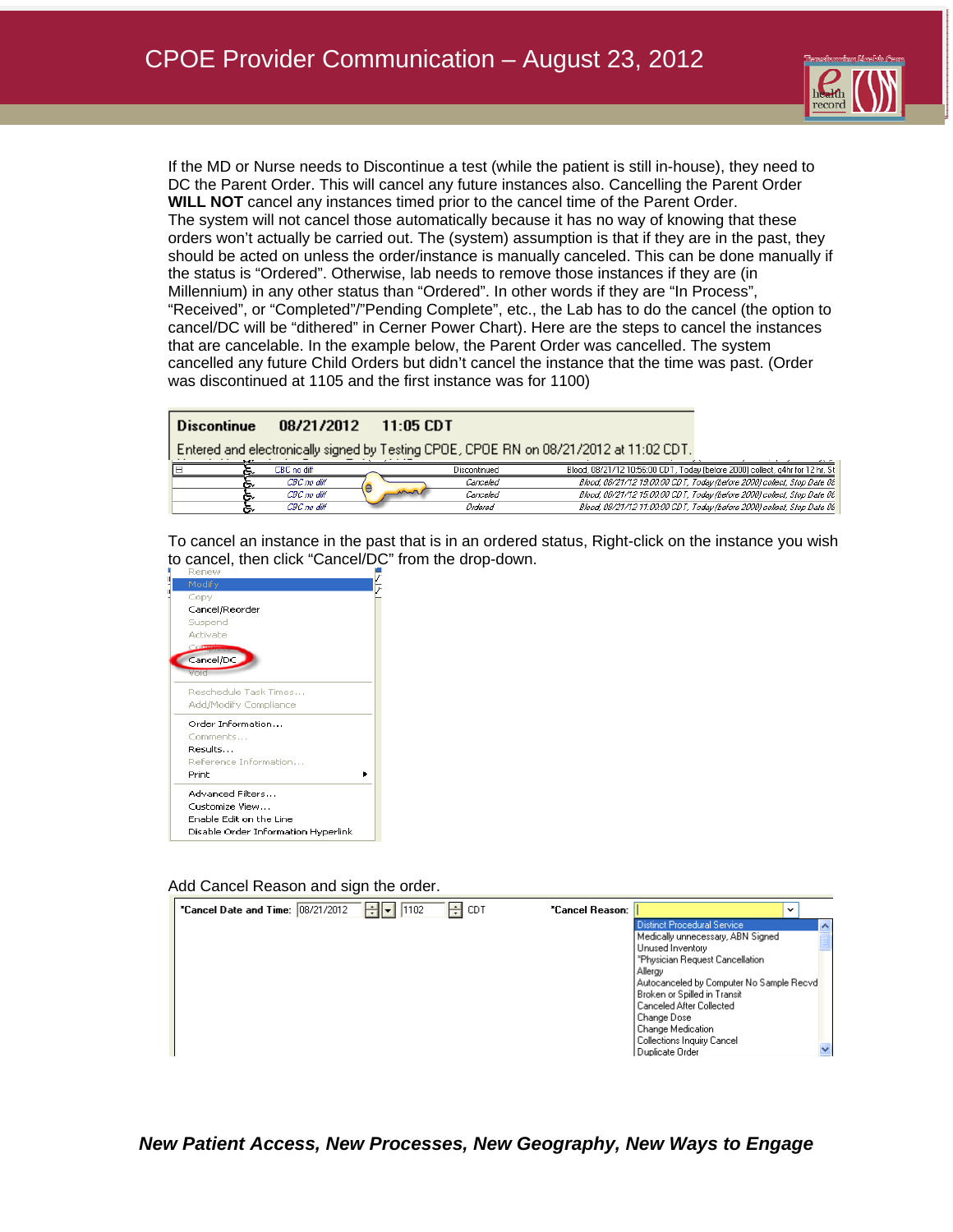If the MD or Nurse needs to Discontinue a test (while the patient is still in-house), they need to DC the Parent Order. This will cancel any future instances also. Cancelling the Parent Order **WILL NOT** cancel any instances timed prior to the cancel time of the Parent Order. The system will not cancel those automatically because it has no way of knowing that these orders won't actually be carried out. The (system) assumption is that if they are in the past, they should be acted on unless the order/instance is manually canceled. This can be done manually if the status is "Ordered". Otherwise, lab needs to remove those instances if they are (in Millennium) in any other status than "Ordered". In other words if they are "In Process", "Received", or "Completed"/"Pending Complete", etc., the Lab has to do the cancel (the option to cancel/DC will be "dithered" in Cerner Power Chart). Here are the steps to cancel the instances that are cancelable. In the example below, the Parent Order was cancelled. The system cancelled any future Child Orders but didn't cancel the instance that the time was past. (Order was discontinued at 1105 and the first instance was for 1100)

**Discontinue 08/21/2012 11:05 CDT**

Entered and electronically signed by Testing CPOE, CPOE RN on 08/21/2012 at 11:02 CDT.

| Order | Status | Details |
|---|---|---|
| CBC no diff | Discontinued | Blood, 08/21/12 10:56:00 CDT, Today (before 2000) collect, q4hr for 12 hr, St |
| CBC no diff | Canceled | Blood, 08/21/12 19:00:00 CDT, Today (before 2000) collect, Stop Date 08 |
| CBC no diff | Canceled | Blood, 08/21/12 15:00:00 CDT, Today (before 2000) collect, Stop Date 08 |
| CBC no diff | Ordered | Blood, 08/21/12 11:00:00 CDT, Today (before 2000) collect, Stop Date 08 |

To cancel an instance in the past that is in an ordered status, Right-click on the instance you wish to cancel, then click "Cancel/DC" from the drop-down.

- Renew
- Modify
- Copy
- Cancel/Reorder
- Suspend
- Activate
- Complete
- Cancel/DC
- Void
- Reschedule Task Times...
- Add/Modify Compliance
- Order Information...
- Comments...
- Results...
- Reference Information...
- Print
- Advanced Filters...
- Customize View...
- Enable Edit on the Line
- Disable Order Information Hyperlink

Add Cancel Reason and sign the order.

*Cancel Date and Time: 08/21/2012 1102 CDT

*Cancel Reason:
- Distinct Procedural Service
- Medically unnecessary, ABN Signed
- Unused Inventory
- "Physician Request Cancellation
- Allergy
- Autocanceled by Computer No Sample Recvd
- Broken or Spilled in Transit
- Canceled After Collected
- Change Dose
- Change Medication
- Collections Inquiry Cancel
- Duplicate Order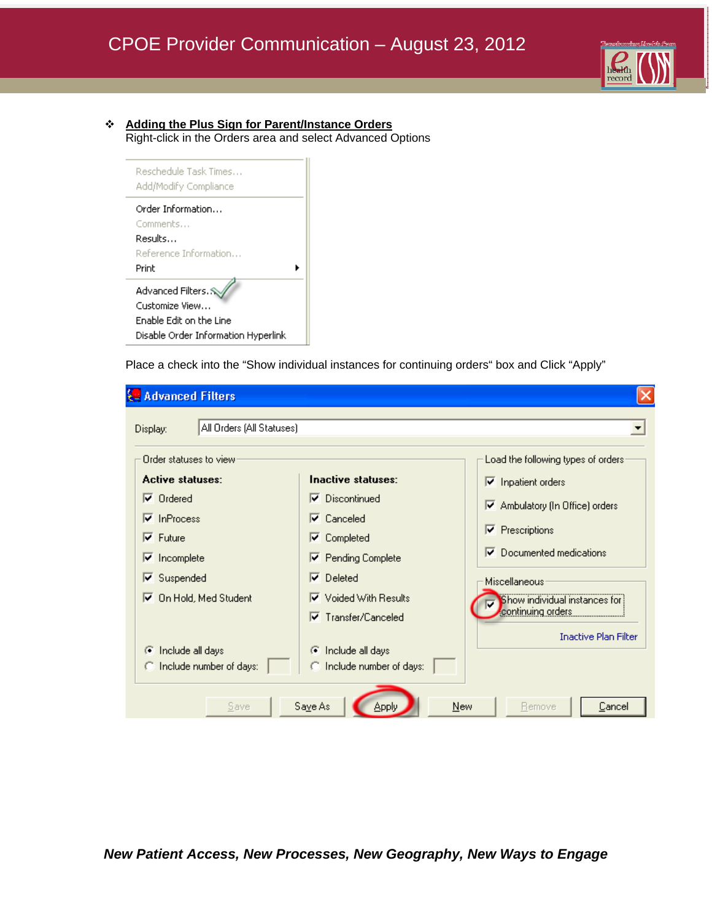- **Adding the Plus Sign for Parent/Instance Orders**

  Right-click in the Orders area and select Advanced Options

Reschedule Task Times...
Add/Modify Compliance
Order Information...
Comments...
Results...
Reference Information...
Print
Advanced Filters...
Customize View...
Enable Edit on the Line
Disable Order Information Hyperlink

Place a check into the "Show individual instances for continuing orders" box and Click "Apply"

Advanced Filters
Display: All Orders (All Statuses)
Order statuses to view
Active statuses: Ordered, InProcess, Future, Incomplete, Suspended, On Hold, Med Student
Inactive statuses: Discontinued, Canceled, Completed, Pending Complete, Deleted, Voided With Results, Transfer/Canceled
Include all days
Include number of days:
Load the following types of orders: Inpatient orders, Ambulatory (In Office) orders, Prescriptions, Documented medications
Miscellaneous: Show individual instances for continuing orders
Inactive Plan Filter
Save | Save As | Apply | New | Remove | Cancel

***New Patient Access, New Processes, New Geography, New Ways to Engage***